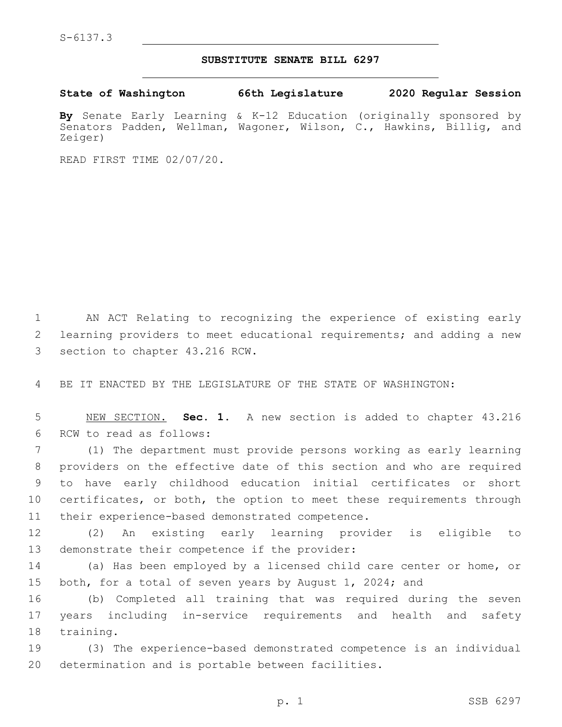S-6137.3

# SUBSTITUTE SENATE BILL 6297

**State of Washington 66th Legislature 2020 Regular Session**

**By** Senate Early Learning & K-12 Education (originally sponsored by Senators Padden, Wellman, Wagoner, Wilson, C., Hawkins, Billig, and Zeiger)

READ FIRST TIME 02/07/20.

AN ACT Relating to recognizing the experience of existing early learning providers to meet educational requirements; and adding a new section to chapter 43.216 RCW.

BE IT ENACTED BY THE LEGISLATURE OF THE STATE OF WASHINGTON:

NEW SECTION. **Sec. 1.** A new section is added to chapter 43.216 RCW to read as follows:

(1) The department must provide persons working as early learning providers on the effective date of this section and who are required to have early childhood education initial certificates or short certificates, or both, the option to meet these requirements through their experience-based demonstrated competence.

(2) An existing early learning provider is eligible to demonstrate their competence if the provider:

(a) Has been employed by a licensed child care center or home, or both, for a total of seven years by August 1, 2024; and

(b) Completed all training that was required during the seven years including in-service requirements and health and safety training.

(3) The experience-based demonstrated competence is an individual determination and is portable between facilities.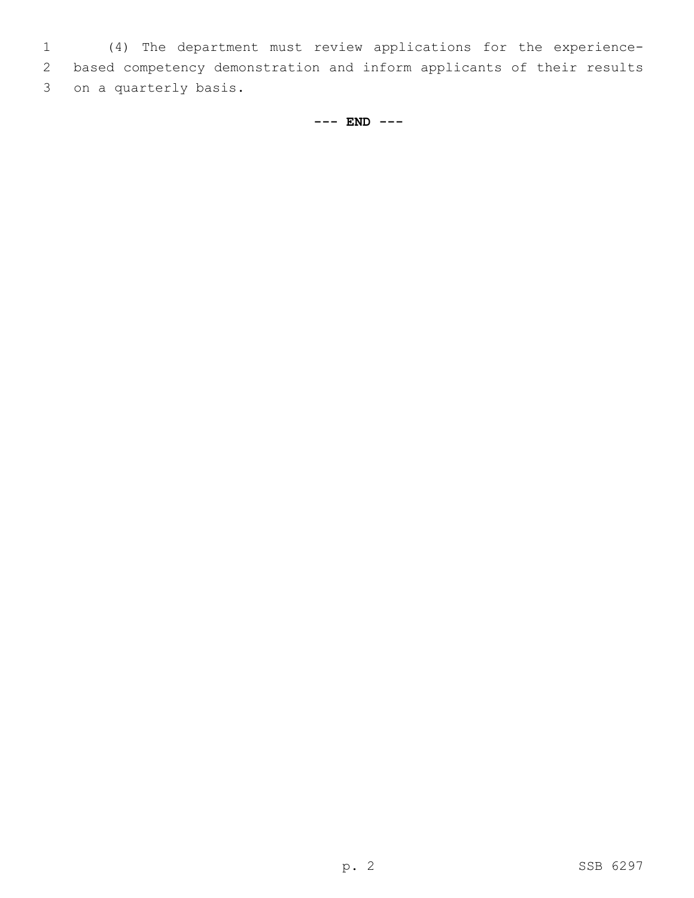(4) The department must review applications for the experience-based competency demonstration and inform applicants of their results on a quarterly basis.

**--- END ---**